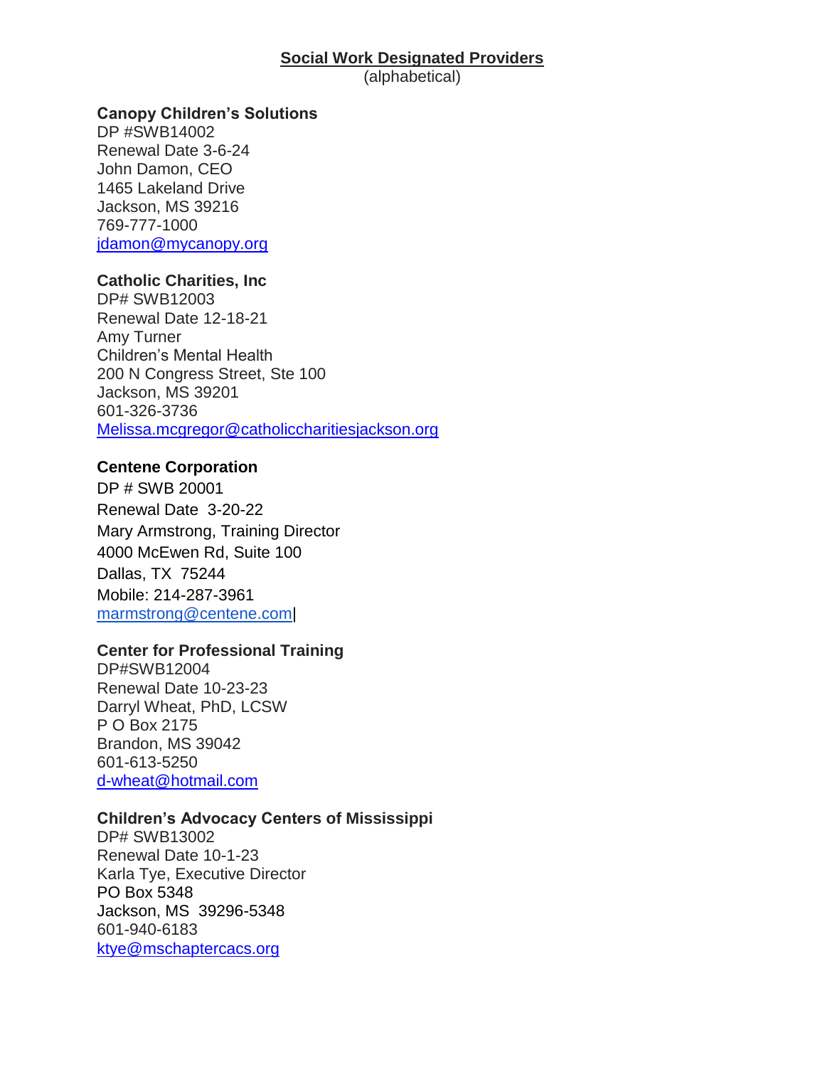## Social Work Designated Providers

(alphabetical)

**Canopy Children's Solutions**
DP #SWB14002
Renewal Date 3-6-24
John Damon, CEO
1465 Lakeland Drive
Jackson, MS 39216
769-777-1000
jdamon@mycanopy.org

**Catholic Charities, Inc**
DP# SWB12003
Renewal Date 12-18-21
Amy Turner
Children's Mental Health
200 N Congress Street, Ste 100
Jackson, MS 39201
601-326-3736
Melissa.mcgregor@catholiccharitiesjackson.org

**Centene Corporation**
DP # SWB 20001
Renewal Date 3-20-22
Mary Armstrong, Training Director
4000 McEwen Rd, Suite 100
Dallas, TX 75244
Mobile: 214-287-3961
marmstrong@centene.com

**Center for Professional Training**
DP#SWB12004
Renewal Date 10-23-23
Darryl Wheat, PhD, LCSW
P O Box 2175
Brandon, MS 39042
601-613-5250
d-wheat@hotmail.com

**Children's Advocacy Centers of Mississippi**
DP# SWB13002
Renewal Date 10-1-23
Karla Tye, Executive Director
PO Box 5348
Jackson, MS 39296-5348
601-940-6183
ktye@mschaptercacs.org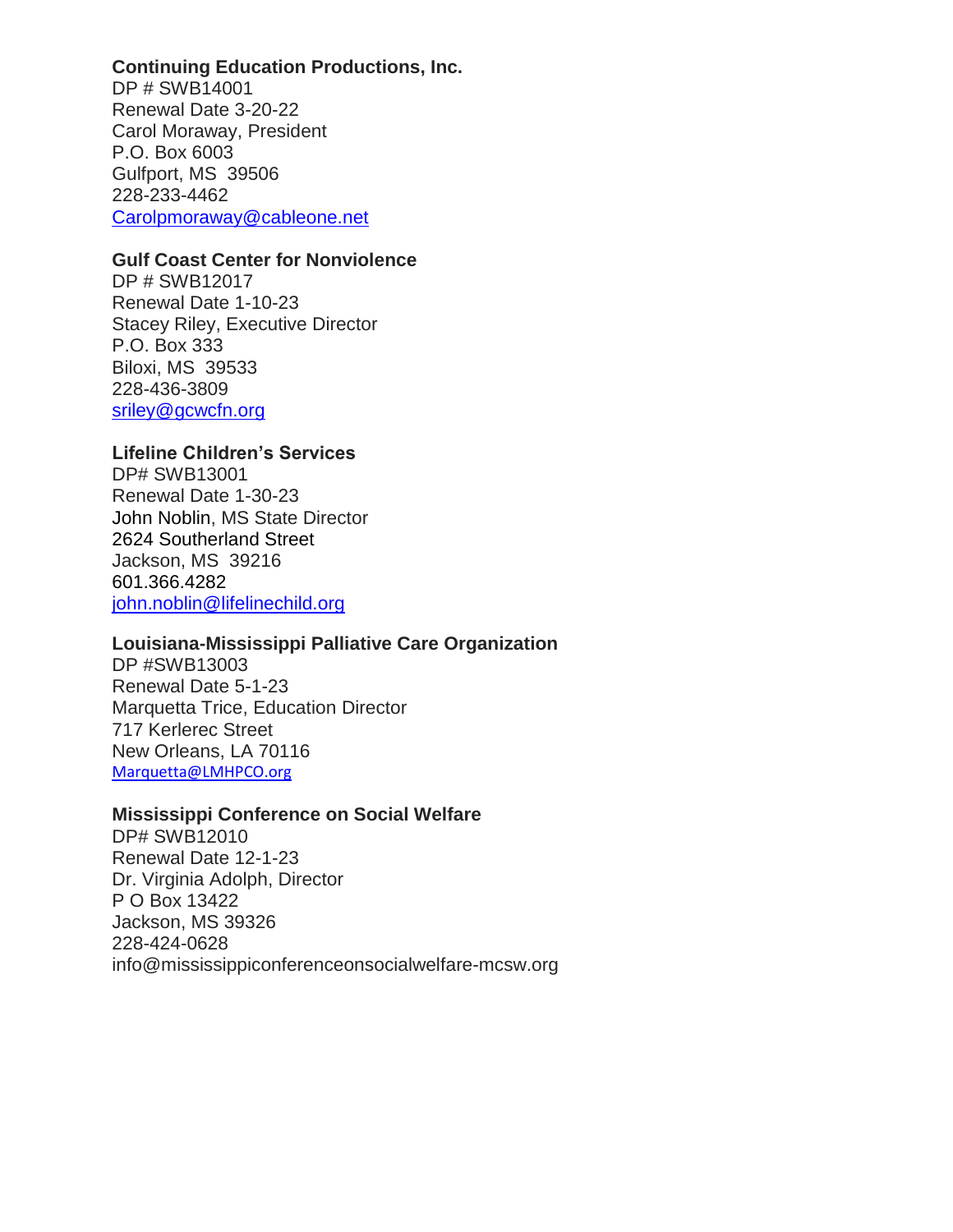**Continuing Education Productions, Inc.**
DP # SWB14001
Renewal Date 3-20-22
Carol Moraway, President
P.O. Box 6003
Gulfport, MS 39506
228-233-4462
Carolpmoraway@cableone.net

**Gulf Coast Center for Nonviolence**
DP # SWB12017
Renewal Date 1-10-23
Stacey Riley, Executive Director
P.O. Box 333
Biloxi, MS 39533
228-436-3809
sriley@gcwcfn.org

**Lifeline Children's Services**
DP# SWB13001
Renewal Date 1-30-23
John Noblin, MS State Director
2624 Southerland Street
Jackson, MS 39216
601.366.4282
john.noblin@lifelinechild.org

**Louisiana-Mississippi Palliative Care Organization**
DP #SWB13003
Renewal Date 5-1-23
Marquetta Trice, Education Director
717 Kerlerec Street
New Orleans, LA 70116
Marquetta@LMHPCO.org

**Mississippi Conference on Social Welfare**
DP# SWB12010
Renewal Date 12-1-23
Dr. Virginia Adolph, Director
P O Box 13422
Jackson, MS 39326
228-424-0628
info@mississippiconferenceonsocialwelfare-mcsw.org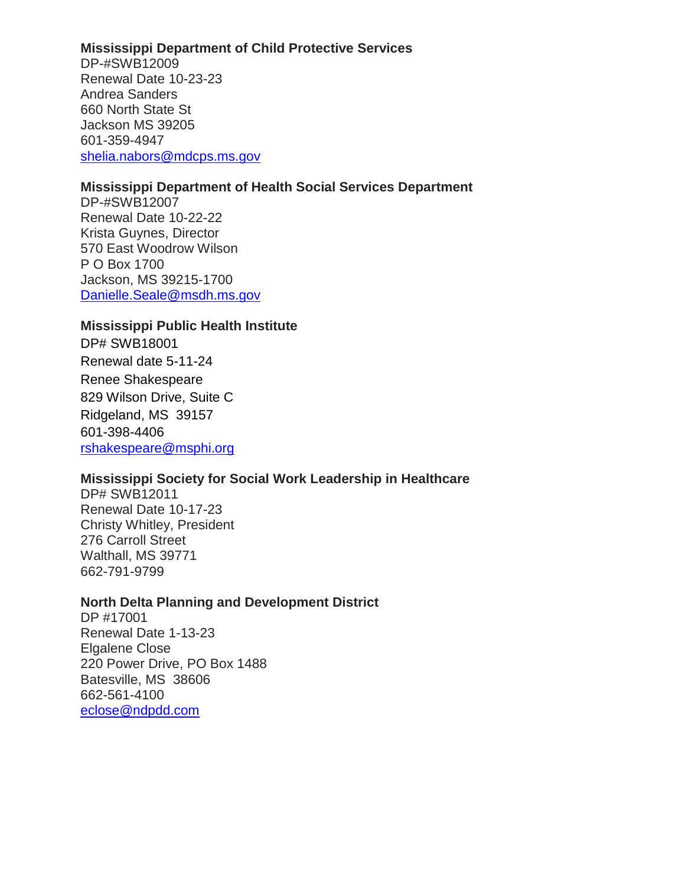**Mississippi Department of Child Protective Services**
DP-#SWB12009
Renewal Date 10-23-23
Andrea Sanders
660 North State St
Jackson MS 39205
601-359-4947
shelia.nabors@mdcps.ms.gov

**Mississippi Department of Health Social Services Department**
DP-#SWB12007
Renewal Date 10-22-22
Krista Guynes, Director
570 East Woodrow Wilson
P O Box 1700
Jackson, MS 39215-1700
Danielle.Seale@msdh.ms.gov

**Mississippi Public Health Institute**
DP# SWB18001
Renewal date 5-11-24
Renee Shakespeare
829 Wilson Drive, Suite C
Ridgeland, MS 39157
601-398-4406
rshakespeare@msphi.org

**Mississippi Society for Social Work Leadership in Healthcare**
DP# SWB12011
Renewal Date 10-17-23
Christy Whitley, President
276 Carroll Street
Walthall, MS 39771
662-791-9799

**North Delta Planning and Development District**
DP #17001
Renewal Date 1-13-23
Elgalene Close
220 Power Drive, PO Box 1488
Batesville, MS 38606
662-561-4100
eclose@ndpdd.com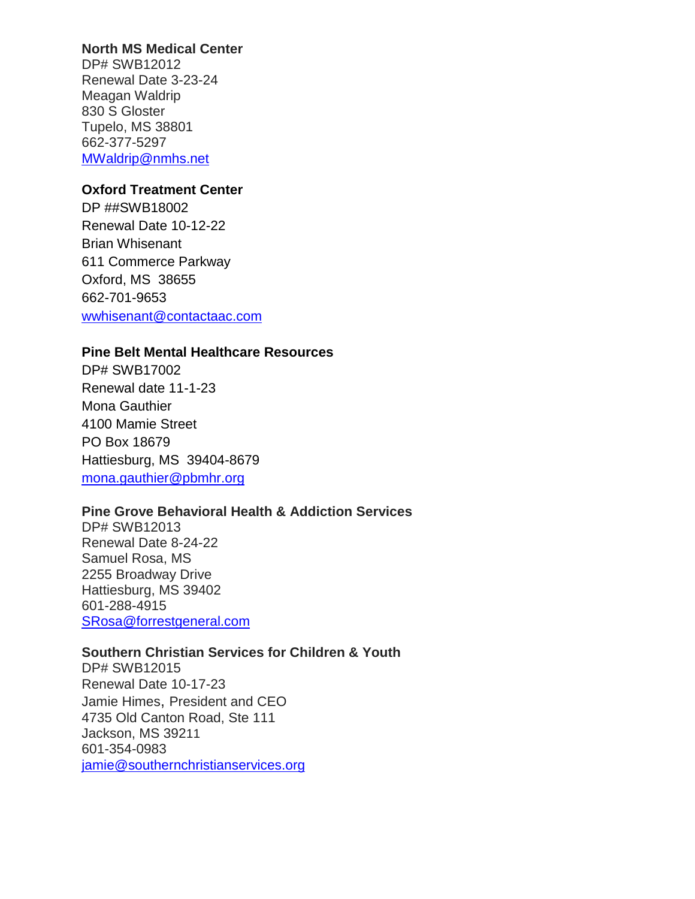**North MS Medical Center**
DP# SWB12012
Renewal Date 3-23-24
Meagan Waldrip
830 S Gloster
Tupelo, MS 38801
662-377-5297
MWaldrip@nmhs.net

**Oxford Treatment Center**
DP ##SWB18002
Renewal Date 10-12-22
Brian Whisenant
611 Commerce Parkway
Oxford, MS 38655
662-701-9653
wwhisenant@contactaac.com

**Pine Belt Mental Healthcare Resources**
DP# SWB17002
Renewal date 11-1-23
Mona Gauthier
4100 Mamie Street
PO Box 18679
Hattiesburg, MS 39404-8679
mona.gauthier@pbmhr.org

**Pine Grove Behavioral Health & Addiction Services**
DP# SWB12013
Renewal Date 8-24-22
Samuel Rosa, MS
2255 Broadway Drive
Hattiesburg, MS 39402
601-288-4915
SRosa@forrestgeneral.com

**Southern Christian Services for Children & Youth**
DP# SWB12015
Renewal Date 10-17-23
Jamie Himes, President and CEO
4735 Old Canton Road, Ste 111
Jackson, MS 39211
601-354-0983
jamie@southernchristianservices.org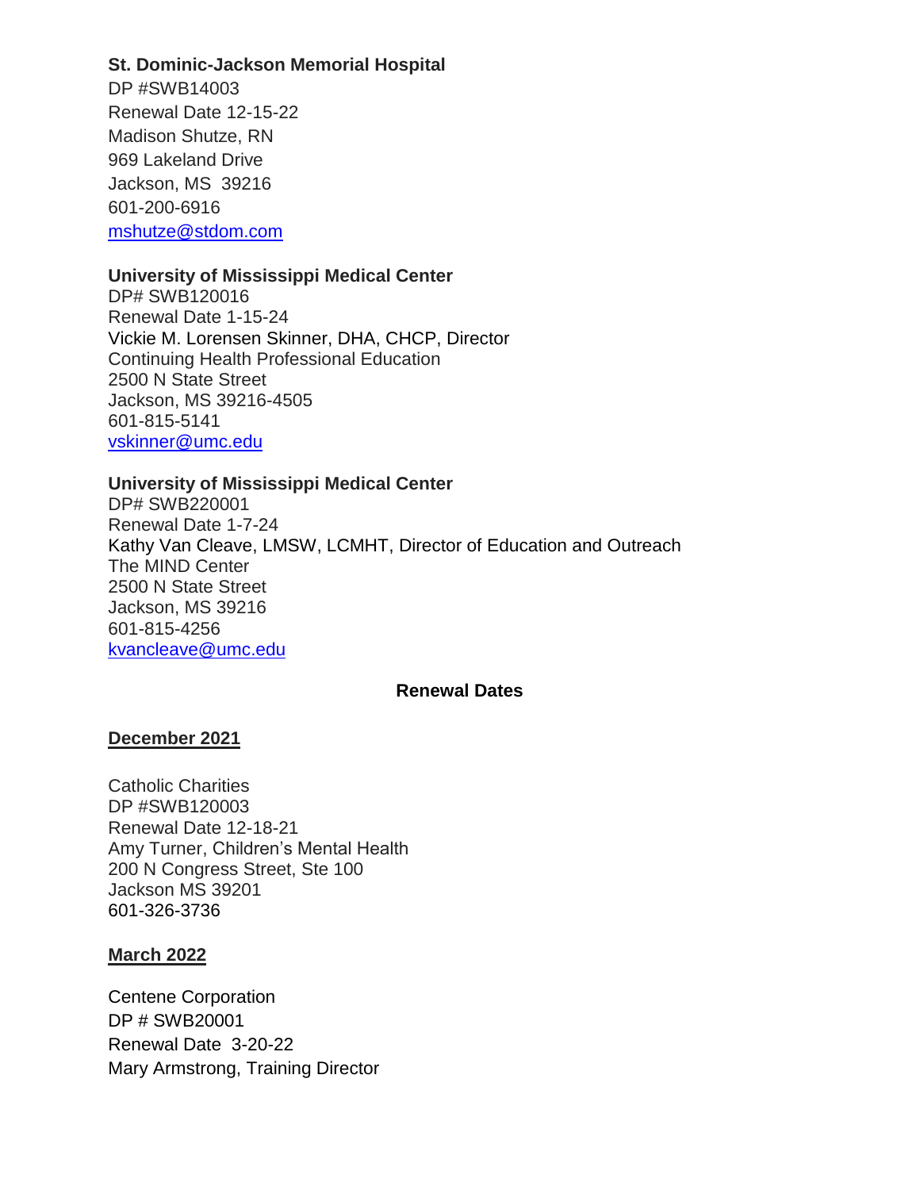**St. Dominic-Jackson Memorial Hospital**
DP #SWB14003
Renewal Date 12-15-22
Madison Shutze, RN
969 Lakeland Drive
Jackson, MS 39216
601-200-6916
mshutze@stdom.com

**University of Mississippi Medical Center**
DP# SWB120016
Renewal Date 1-15-24
Vickie M. Lorensen Skinner, DHA, CHCP, Director
Continuing Health Professional Education
2500 N State Street
Jackson, MS 39216-4505
601-815-5141
vskinner@umc.edu

**University of Mississippi Medical Center**
DP# SWB220001
Renewal Date 1-7-24
Kathy Van Cleave, LMSW, LCMHT, Director of Education and Outreach
The MIND Center
2500 N State Street
Jackson, MS 39216
601-815-4256
kvancleave@umc.edu

## Renewal Dates

**December 2021**

Catholic Charities
DP #SWB120003
Renewal Date 12-18-21
Amy Turner, Children's Mental Health
200 N Congress Street, Ste 100
Jackson MS 39201
601-326-3736

**March 2022**

Centene Corporation
DP # SWB20001
Renewal Date 3-20-22
Mary Armstrong, Training Director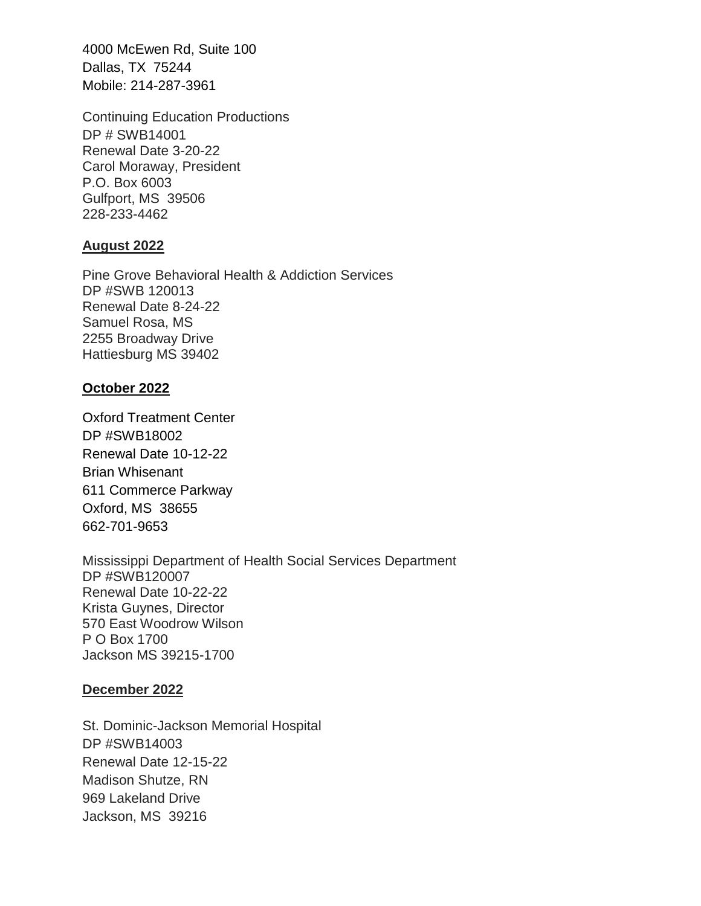4000 McEwen Rd, Suite 100
Dallas, TX 75244
Mobile: 214-287-3961

Continuing Education Productions
DP # SWB14001
Renewal Date 3-20-22
Carol Moraway, President
P.O. Box 6003
Gulfport, MS 39506
228-233-4462

**August 2022**

Pine Grove Behavioral Health & Addiction Services
DP #SWB 120013
Renewal Date 8-24-22
Samuel Rosa, MS
2255 Broadway Drive
Hattiesburg MS 39402

**October 2022**

Oxford Treatment Center
DP #SWB18002
Renewal Date 10-12-22
Brian Whisenant
611 Commerce Parkway
Oxford, MS 38655
662-701-9653

Mississippi Department of Health Social Services Department
DP #SWB120007
Renewal Date 10-22-22
Krista Guynes, Director
570 East Woodrow Wilson
P O Box 1700
Jackson MS 39215-1700

**December 2022**

St. Dominic-Jackson Memorial Hospital
DP #SWB14003
Renewal Date 12-15-22
Madison Shutze, RN
969 Lakeland Drive
Jackson, MS 39216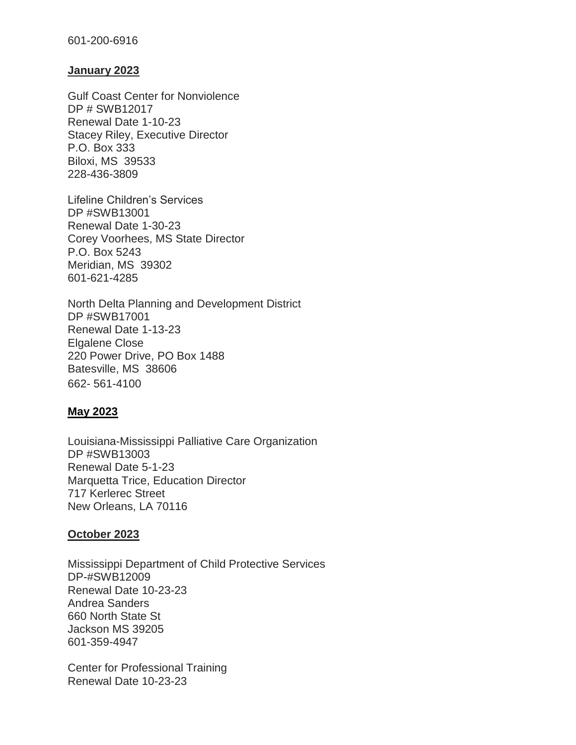601-200-6916

**January 2023**

Gulf Coast Center for Nonviolence  
DP # SWB12017  
Renewal Date 1-10-23  
Stacey Riley, Executive Director  
P.O. Box 333  
Biloxi, MS 39533  
228-436-3809

Lifeline Children's Services  
DP #SWB13001  
Renewal Date 1-30-23  
Corey Voorhees, MS State Director  
P.O. Box 5243  
Meridian, MS 39302  
601-621-4285

North Delta Planning and Development District  
DP #SWB17001  
Renewal Date 1-13-23  
Elgalene Close  
220 Power Drive, PO Box 1488  
Batesville, MS 38606  
662- 561-4100

**May 2023**

Louisiana-Mississippi Palliative Care Organization  
DP #SWB13003  
Renewal Date 5-1-23  
Marquetta Trice, Education Director  
717 Kerlerec Street  
New Orleans, LA 70116

**October 2023**

Mississippi Department of Child Protective Services  
DP-#SWB12009  
Renewal Date 10-23-23  
Andrea Sanders  
660 North State St  
Jackson MS 39205  
601-359-4947

Center for Professional Training  
Renewal Date 10-23-23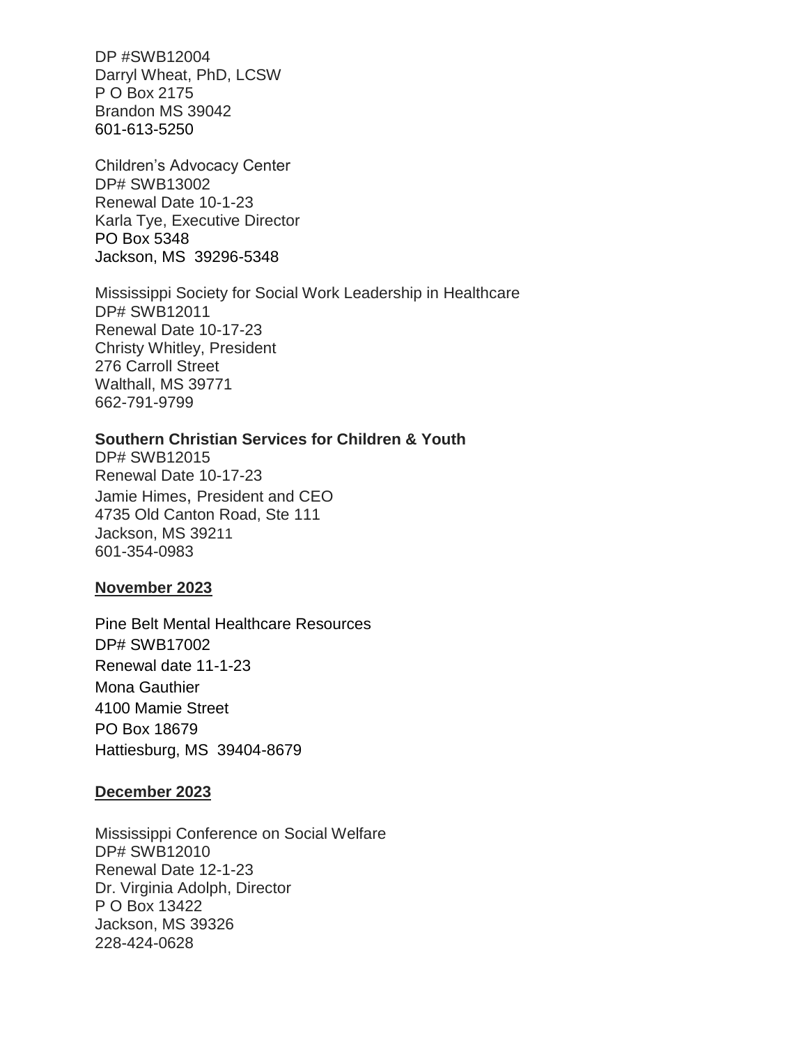DP #SWB12004
Darryl Wheat, PhD, LCSW
P O Box 2175
Brandon MS 39042
601-613-5250

Children's Advocacy Center
DP# SWB13002
Renewal Date 10-1-23
Karla Tye, Executive Director
PO Box 5348
Jackson, MS 39296-5348

Mississippi Society for Social Work Leadership in Healthcare
DP# SWB12011
Renewal Date 10-17-23
Christy Whitley, President
276 Carroll Street
Walthall, MS 39771
662-791-9799

**Southern Christian Services for Children & Youth**
DP# SWB12015
Renewal Date 10-17-23
Jamie Himes, President and CEO
4735 Old Canton Road, Ste 111
Jackson, MS 39211
601-354-0983

**November 2023**

Pine Belt Mental Healthcare Resources
DP# SWB17002
Renewal date 11-1-23
Mona Gauthier
4100 Mamie Street
PO Box 18679
Hattiesburg, MS 39404-8679

**December 2023**

Mississippi Conference on Social Welfare
DP# SWB12010
Renewal Date 12-1-23
Dr. Virginia Adolph, Director
P O Box 13422
Jackson, MS 39326
228-424-0628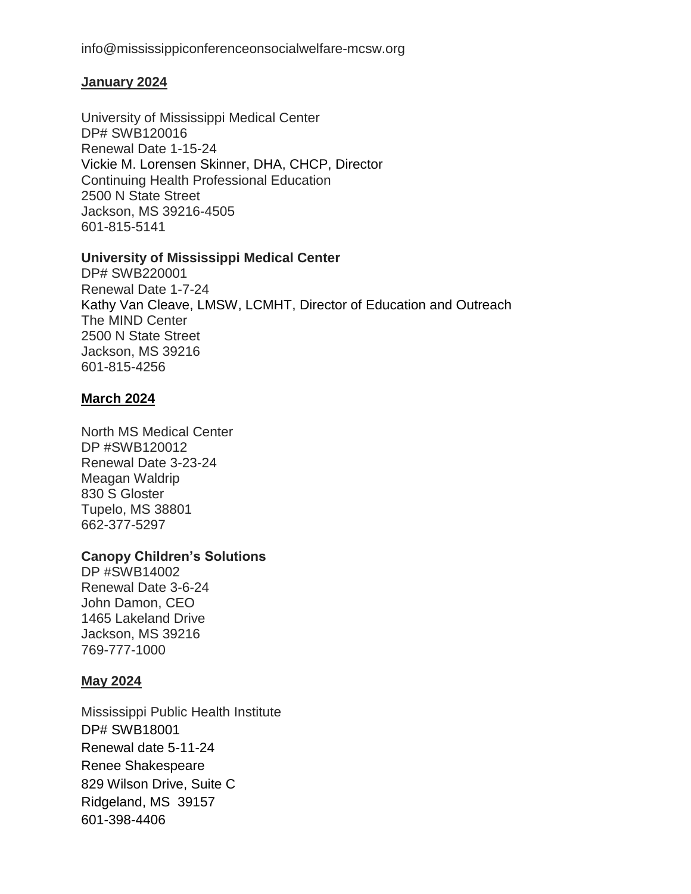info@mississippiconferenceonsocialwelfare-mcsw.org

<u>**January 2024**</u>

University of Mississippi Medical Center
DP# SWB120016
Renewal Date 1-15-24
Vickie M. Lorensen Skinner, DHA, CHCP, Director
Continuing Health Professional Education
2500 N State Street
Jackson, MS 39216-4505
601-815-5141

**University of Mississippi Medical Center**
DP# SWB220001
Renewal Date 1-7-24
Kathy Van Cleave, LMSW, LCMHT, Director of Education and Outreach
The MIND Center
2500 N State Street
Jackson, MS 39216
601-815-4256

<u>**March 2024**</u>

North MS Medical Center
DP #SWB120012
Renewal Date 3-23-24
Meagan Waldrip
830 S Gloster
Tupelo, MS 38801
662-377-5297

**Canopy Children's Solutions**
DP #SWB14002
Renewal Date 3-6-24
John Damon, CEO
1465 Lakeland Drive
Jackson, MS 39216
769-777-1000

<u>**May 2024**</u>

Mississippi Public Health Institute
DP# SWB18001
Renewal date 5-11-24
Renee Shakespeare
829 Wilson Drive, Suite C
Ridgeland, MS 39157
601-398-4406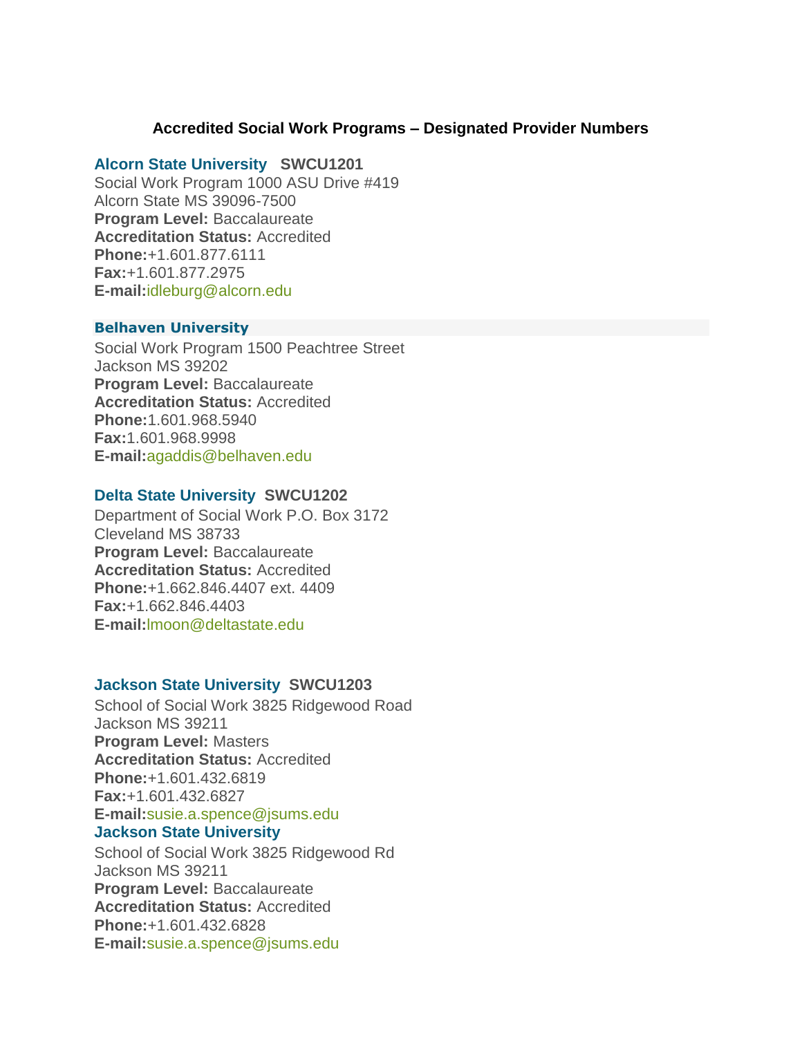# Accredited Social Work Programs – Designated Provider Numbers

**Alcorn State University SWCU1201**
Social Work Program 1000 ASU Drive #419
Alcorn State MS 39096-7500
**Program Level:** Baccalaureate
**Accreditation Status:** Accredited
**Phone:**+1.601.877.6111
**Fax:**+1.601.877.2975
**E-mail:**idleburg@alcorn.edu

**Belhaven University**
Social Work Program 1500 Peachtree Street
Jackson MS 39202
**Program Level:** Baccalaureate
**Accreditation Status:** Accredited
**Phone:**1.601.968.5940
**Fax:**1.601.968.9998
**E-mail:**agaddis@belhaven.edu

**Delta State University SWCU1202**
Department of Social Work P.O. Box 3172
Cleveland MS 38733
**Program Level:** Baccalaureate
**Accreditation Status:** Accredited
**Phone:**+1.662.846.4407 ext. 4409
**Fax:**+1.662.846.4403
**E-mail:**lmoon@deltastate.edu

**Jackson State University SWCU1203**
School of Social Work 3825 Ridgewood Road
Jackson MS 39211
**Program Level:** Masters
**Accreditation Status:** Accredited
**Phone:**+1.601.432.6819
**Fax:**+1.601.432.6827
**E-mail:**susie.a.spence@jsums.edu

**Jackson State University**
School of Social Work 3825 Ridgewood Rd
Jackson MS 39211
**Program Level:** Baccalaureate
**Accreditation Status:** Accredited
**Phone:**+1.601.432.6828
**E-mail:**susie.a.spence@jsums.edu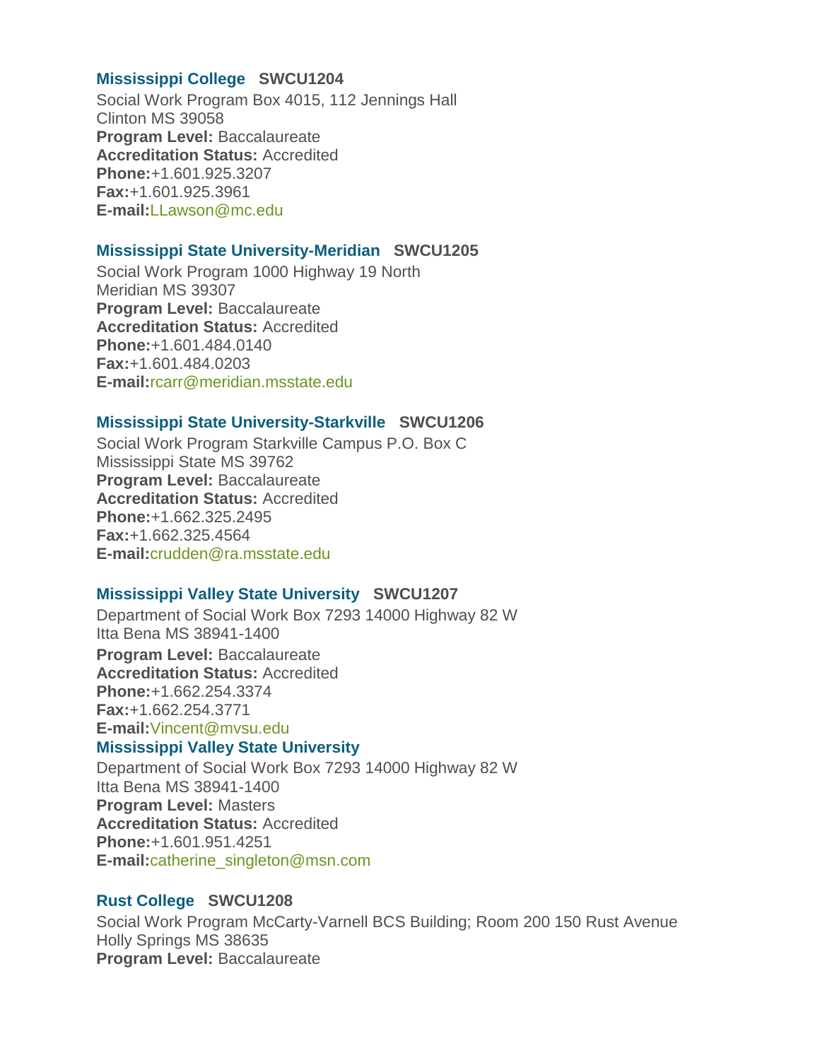### Mississippi College   SWCU1204

Social Work Program Box 4015, 112 Jennings Hall
Clinton MS 39058
**Program Level:** Baccalaureate
**Accreditation Status:** Accredited
**Phone:**+1.601.925.3207
**Fax:**+1.601.925.3961
**E-mail:**LLawson@mc.edu

### Mississippi State University-Meridian   SWCU1205

Social Work Program 1000 Highway 19 North
Meridian MS 39307
**Program Level:** Baccalaureate
**Accreditation Status:** Accredited
**Phone:**+1.601.484.0140
**Fax:**+1.601.484.0203
**E-mail:**rcarr@meridian.msstate.edu

### Mississippi State University-Starkville   SWCU1206

Social Work Program Starkville Campus P.O. Box C
Mississippi State MS 39762
**Program Level:** Baccalaureate
**Accreditation Status:** Accredited
**Phone:**+1.662.325.2495
**Fax:**+1.662.325.4564
**E-mail:**crudden@ra.msstate.edu

### Mississippi Valley State University   SWCU1207

Department of Social Work Box 7293 14000 Highway 82 W
Itta Bena MS 38941-1400
**Program Level:** Baccalaureate
**Accreditation Status:** Accredited
**Phone:**+1.662.254.3374
**Fax:**+1.662.254.3771
**E-mail:**Vincent@mvsu.edu

### Mississippi Valley State University

Department of Social Work Box 7293 14000 Highway 82 W
Itta Bena MS 38941-1400
**Program Level:** Masters
**Accreditation Status:** Accredited
**Phone:**+1.601.951.4251
**E-mail:**catherine_singleton@msn.com

### Rust College   SWCU1208

Social Work Program McCarty-Varnell BCS Building; Room 200 150 Rust Avenue
Holly Springs MS 38635
**Program Level:** Baccalaureate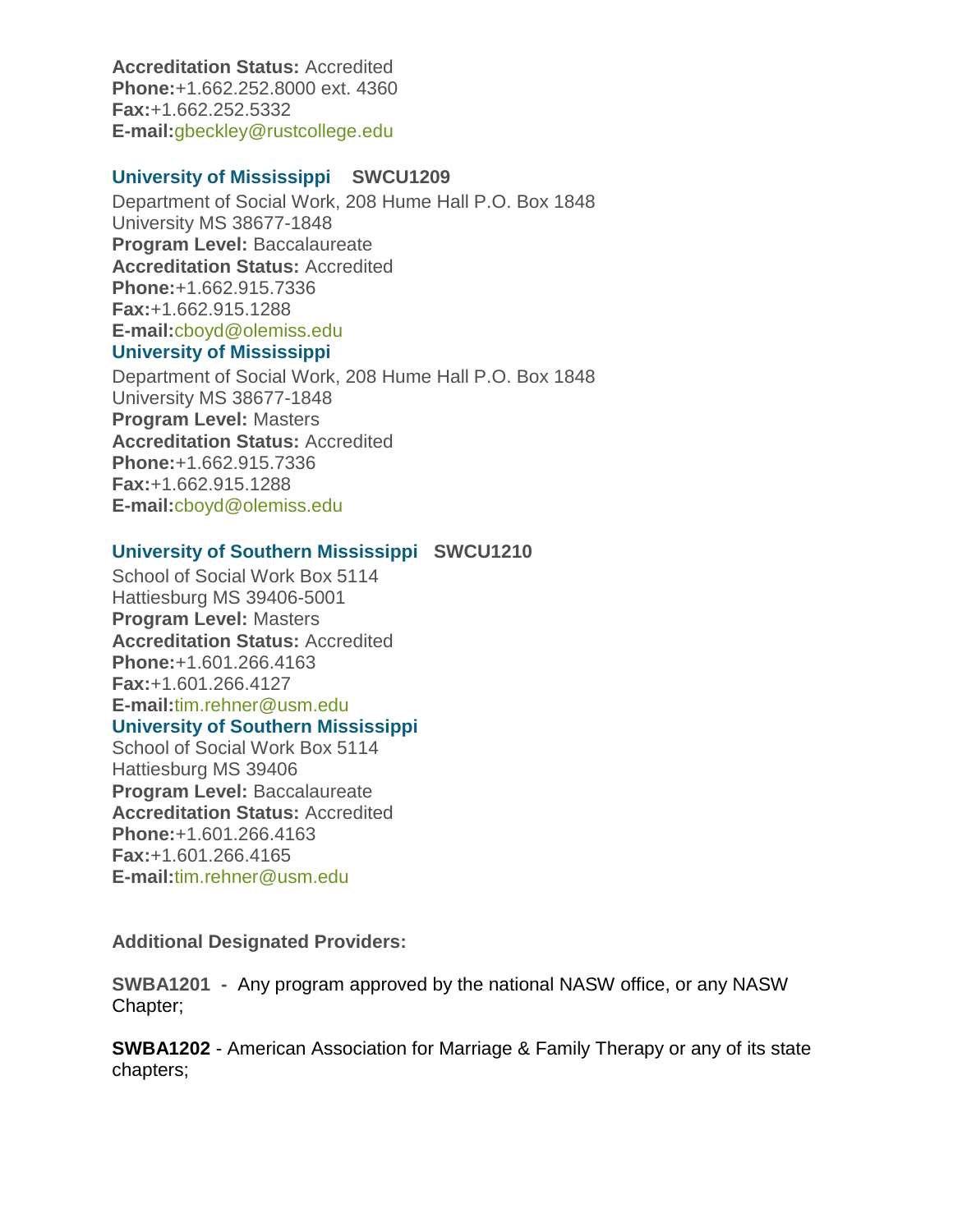**Accreditation Status:** Accredited
**Phone:**+1.662.252.8000 ext. 4360
**Fax:**+1.662.252.5332
**E-mail:**gbeckley@rustcollege.edu

**University of Mississippi** **SWCU1209**
Department of Social Work, 208 Hume Hall P.O. Box 1848
University MS 38677-1848
**Program Level:** Baccalaureate
**Accreditation Status:** Accredited
**Phone:**+1.662.915.7336
**Fax:**+1.662.915.1288
**E-mail:**cboyd@olemiss.edu

**University of Mississippi**
Department of Social Work, 208 Hume Hall P.O. Box 1848
University MS 38677-1848
**Program Level:** Masters
**Accreditation Status:** Accredited
**Phone:**+1.662.915.7336
**Fax:**+1.662.915.1288
**E-mail:**cboyd@olemiss.edu

**University of Southern Mississippi** **SWCU1210**
School of Social Work Box 5114
Hattiesburg MS 39406-5001
**Program Level:** Masters
**Accreditation Status:** Accredited
**Phone:**+1.601.266.4163
**Fax:**+1.601.266.4127
**E-mail:**tim.rehner@usm.edu

**University of Southern Mississippi**
School of Social Work Box 5114
Hattiesburg MS 39406
**Program Level:** Baccalaureate
**Accreditation Status:** Accredited
**Phone:**+1.601.266.4163
**Fax:**+1.601.266.4165
**E-mail:**tim.rehner@usm.edu

**Additional Designated Providers:**

**SWBA1201 -** Any program approved by the national NASW office, or any NASW Chapter;

**SWBA1202** - American Association for Marriage & Family Therapy or any of its state chapters;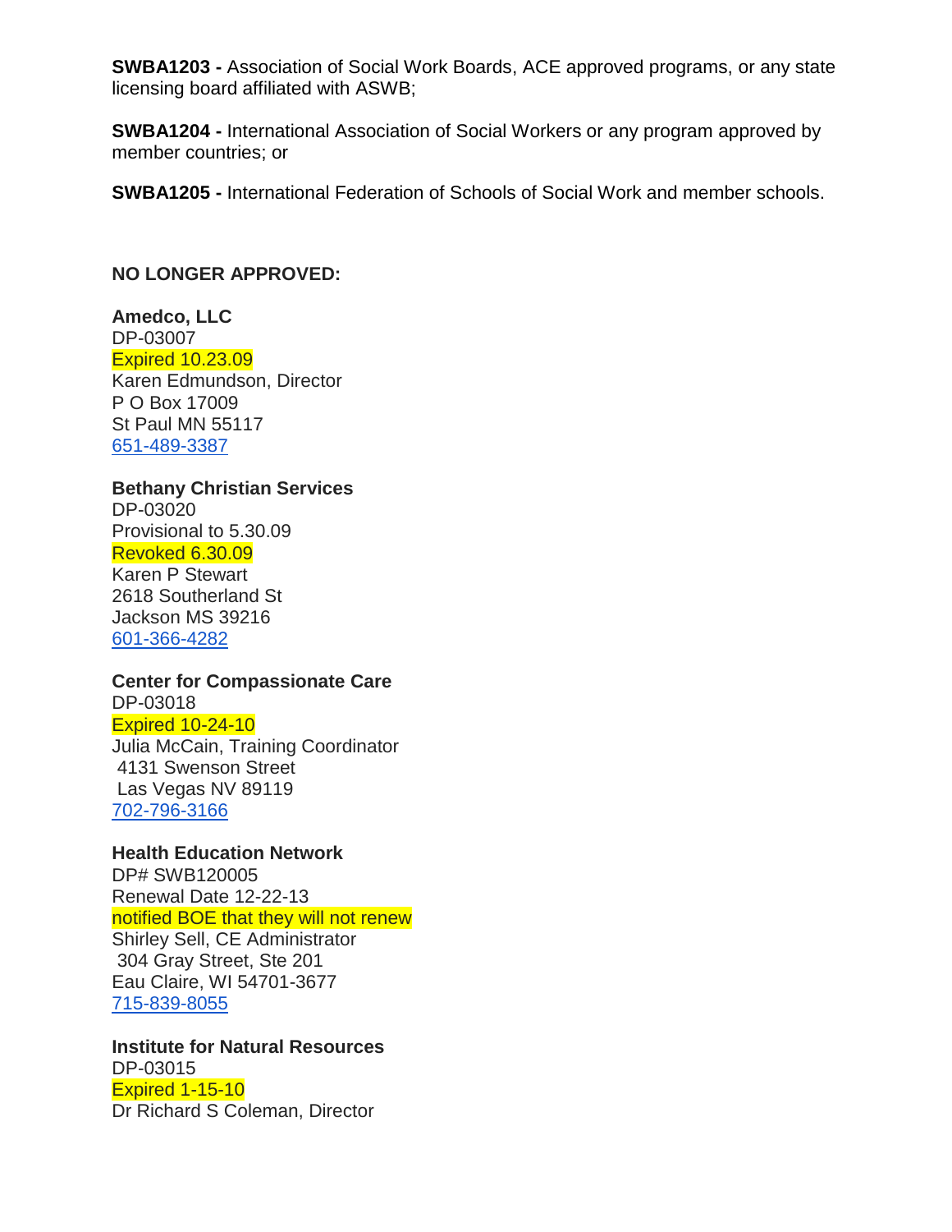**SWBA1203 -** Association of Social Work Boards, ACE approved programs, or any state licensing board affiliated with ASWB;

**SWBA1204 -** International Association of Social Workers or any program approved by member countries; or

**SWBA1205 -** International Federation of Schools of Social Work and member schools.

**NO LONGER APPROVED:**

**Amedco, LLC**
DP-03007
Expired 10.23.09
Karen Edmundson, Director
P O Box 17009
St Paul MN 55117
651-489-3387

**Bethany Christian Services**
DP-03020
Provisional to 5.30.09
Revoked 6.30.09
Karen P Stewart
2618 Southerland St
Jackson MS 39216
601-366-4282

**Center for Compassionate Care**
DP-03018
Expired 10-24-10
Julia McCain, Training Coordinator
4131 Swenson Street
Las Vegas NV 89119
702-796-3166

**Health Education Network**
DP# SWB120005
Renewal Date 12-22-13
notified BOE that they will not renew
Shirley Sell, CE Administrator
304 Gray Street, Ste 201
Eau Claire, WI 54701-3677
715-839-8055

**Institute for Natural Resources**
DP-03015
Expired 1-15-10
Dr Richard S Coleman, Director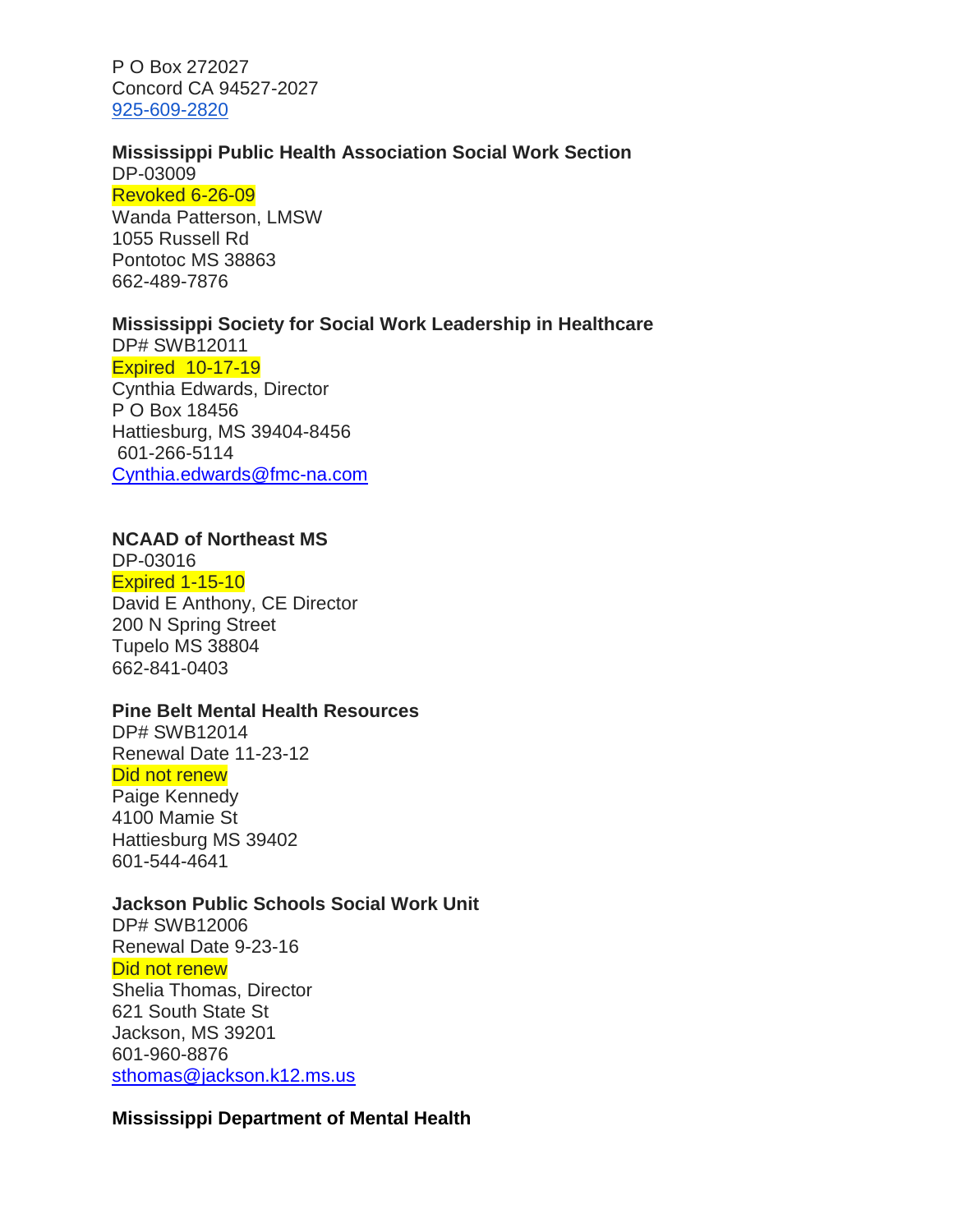P O Box 272027
Concord CA 94527-2027
925-609-2820

**Mississippi Public Health Association Social Work Section**
DP-03009
Revoked 6-26-09
Wanda Patterson, LMSW
1055 Russell Rd
Pontotoc MS 38863
662-489-7876

**Mississippi Society for Social Work Leadership in Healthcare**
DP# SWB12011
Expired 10-17-19
Cynthia Edwards, Director
P O Box 18456
Hattiesburg, MS 39404-8456
601-266-5114
Cynthia.edwards@fmc-na.com

**NCAAD of Northeast MS**
DP-03016
Expired 1-15-10
David E Anthony, CE Director
200 N Spring Street
Tupelo MS 38804
662-841-0403

**Pine Belt Mental Health Resources**
DP# SWB12014
Renewal Date 11-23-12
Did not renew
Paige Kennedy
4100 Mamie St
Hattiesburg MS 39402
601-544-4641

**Jackson Public Schools Social Work Unit**
DP# SWB12006
Renewal Date 9-23-16
Did not renew
Shelia Thomas, Director
621 South State St
Jackson, MS 39201
601-960-8876
sthomas@jackson.k12.ms.us

**Mississippi Department of Mental Health**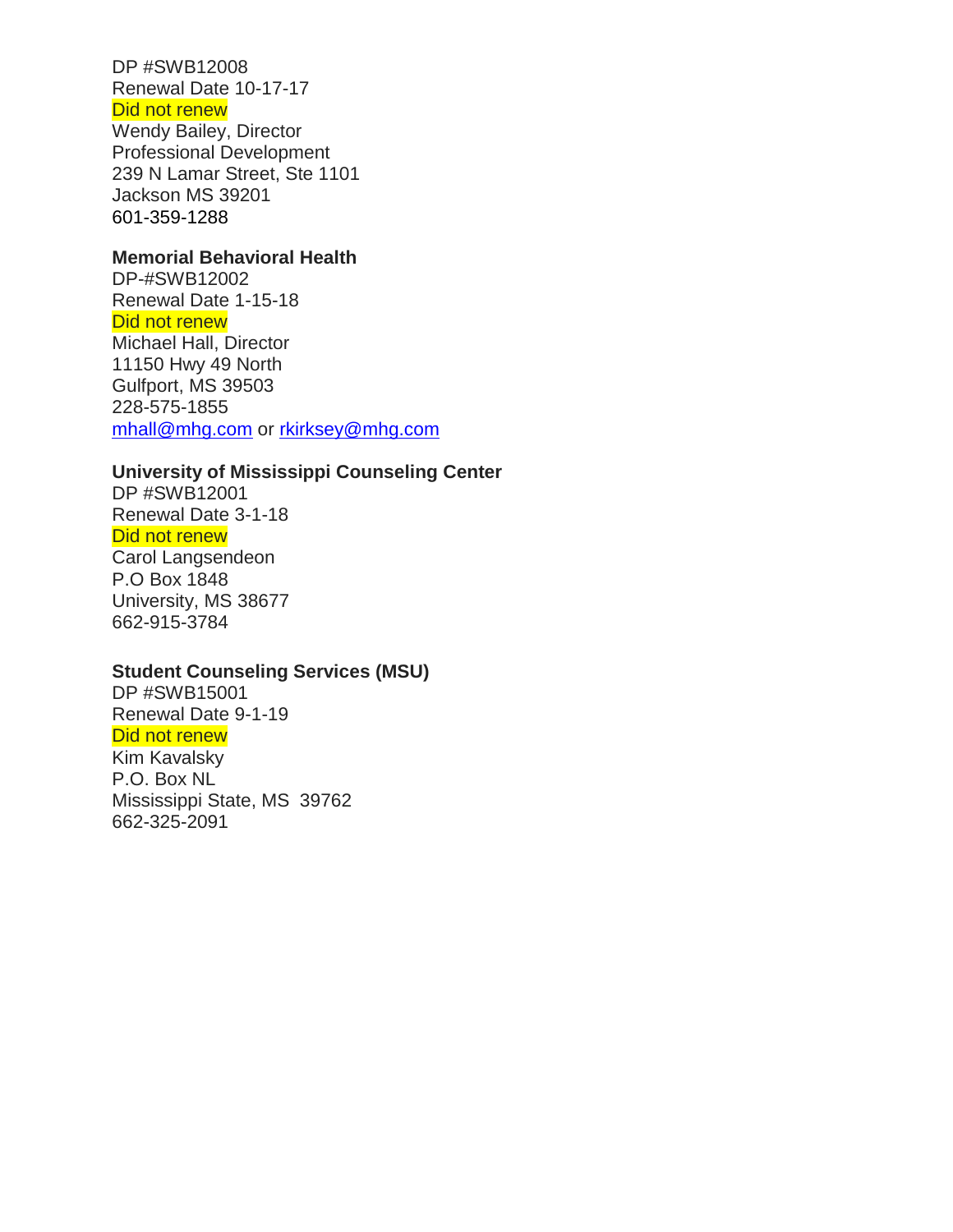DP #SWB12008
Renewal Date 10-17-17
Did not renew
Wendy Bailey, Director
Professional Development
239 N Lamar Street, Ste 1101
Jackson MS 39201
601-359-1288

**Memorial Behavioral Health**
DP-#SWB12002
Renewal Date 1-15-18
Did not renew
Michael Hall, Director
11150 Hwy 49 North
Gulfport, MS 39503
228-575-1855
mhall@mhg.com or rkirksey@mhg.com

**University of Mississippi Counseling Center**
DP #SWB12001
Renewal Date 3-1-18
Did not renew
Carol Langsendeon
P.O Box 1848
University, MS 38677
662-915-3784

**Student Counseling Services (MSU)**
DP #SWB15001
Renewal Date 9-1-19
Did not renew
Kim Kavalsky
P.O. Box NL
Mississippi State, MS 39762
662-325-2091